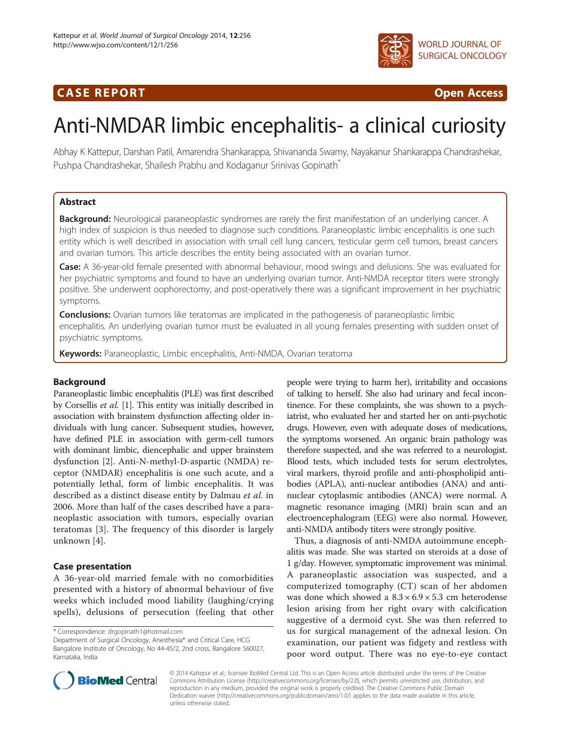CASE REPORT Open Access

# Anti-NMDAR limbic encephalitis- a clinical curiosity

Abhay K Kattepur, Darshan Patil, Amarendra Shankarappa, Shivananda Swamy, Nayakanur Shankarappa Chandrashekar, Pushpa Chandrashekar, Shailesh Prabhu and Kodaganur Srinivas Gopinath*

## Abstract

**Background:** Neurological paraneoplastic syndromes are rarely the first manifestation of an underlying cancer. A high index of suspicion is thus needed to diagnose such conditions. Paraneoplastic limbic encephalitis is one such entity which is well described in association with small cell lung cancers, testicular germ cell tumors, breast cancers and ovarian tumors. This article describes the entity being associated with an ovarian tumor.

**Case:** A 36-year-old female presented with abnormal behaviour, mood swings and delusions. She was evaluated for her psychiatric symptoms and found to have an underlying ovarian tumor. Anti-NMDA receptor titers were strongly positive. She underwent oophorectomy, and post-operatively there was a significant improvement in her psychiatric symptoms.

**Conclusions:** Ovarian tumors like teratomas are implicated in the pathogenesis of paraneoplastic limbic encephalitis. An underlying ovarian tumor must be evaluated in all young females presenting with sudden onset of psychiatric symptoms.

**Keywords:** Paraneoplastic, Limbic encephalitis, Anti-NMDA, Ovarian teratoma

## Background

Paraneoplastic limbic encephalitis (PLE) was first described by Corsellis *et al.* [1]. This entity was initially described in association with brainstem dysfunction affecting older individuals with lung cancer. Subsequent studies, however, have defined PLE in association with germ-cell tumors with dominant limbic, diencephalic and upper brainstem dysfunction [2]. Anti-N-methyl-D-aspartic (NMDA) receptor (NMDAR) encephalitis is one such acute, and a potentially lethal, form of limbic encephalitis. It was described as a distinct disease entity by Dalmau *et al.* in 2006. More than half of the cases described have a paraneoplastic association with tumors, especially ovarian teratomas [3]. The frequency of this disorder is largely unknown [4].

## Case presentation

A 36-year-old married female with no comorbidities presented with a history of abnormal behaviour of five weeks which included mood liability (laughing/crying spells), delusions of persecution (feeling that other people were trying to harm her), irritability and occasions of talking to herself. She also had urinary and fecal incontinence. For these complaints, she was shown to a psychiatrist, who evaluated her and started her on anti-psychotic drugs. However, even with adequate doses of medications, the symptoms worsened. An organic brain pathology was therefore suspected, and she was referred to a neurologist. Blood tests, which included tests for serum electrolytes, viral markers, thyroid profile and anti-phospholipid antibodies (APLA), anti-nuclear antibodies (ANA) and anti-nuclear cytoplasmic antibodies (ANCA) were normal. A magnetic resonance imaging (MRI) brain scan and an electroencephalogram (EEG) were also normal. However, anti-NMDA antibody titers were strongly positive.

Thus, a diagnosis of anti-NMDA autoimmune encephalitis was made. She was started on steroids at a dose of 1 g/day. However, symptomatic improvement was minimal. A paraneoplastic association was suspected, and a computerized tomography (CT) scan of her abdomen was done which showed a $8.3 \times 6.9 \times 5.3$ cm heterodense lesion arising from her right ovary with calcification suggestive of a dermoid cyst. She was then referred to us for surgical management of the adnexal lesion. On examination, our patient was fidgety and restless with poor word output. There was no eye-to-eye contact

* Correspondence: drgopinath1@hotmail.com
Department of Surgical Oncology, Anesthesia* and Critical Care, HCG Bangalore Institute of Oncology, No 44-45/2, 2nd cross, Bangalore 560027, Karnataka, India

© 2014 Kattepur et al.; licensee BioMed Central Ltd. This is an Open Access article distributed under the terms of the Creative Commons Attribution License (http://creativecommons.org/licenses/by/2.0), which permits unrestricted use, distribution, and reproduction in any medium, provided the original work is properly credited. The Creative Commons Public Domain Dedication waiver (http://creativecommons.org/publicdomain/zero/1.0/) applies to the data made available in this article, unless otherwise stated.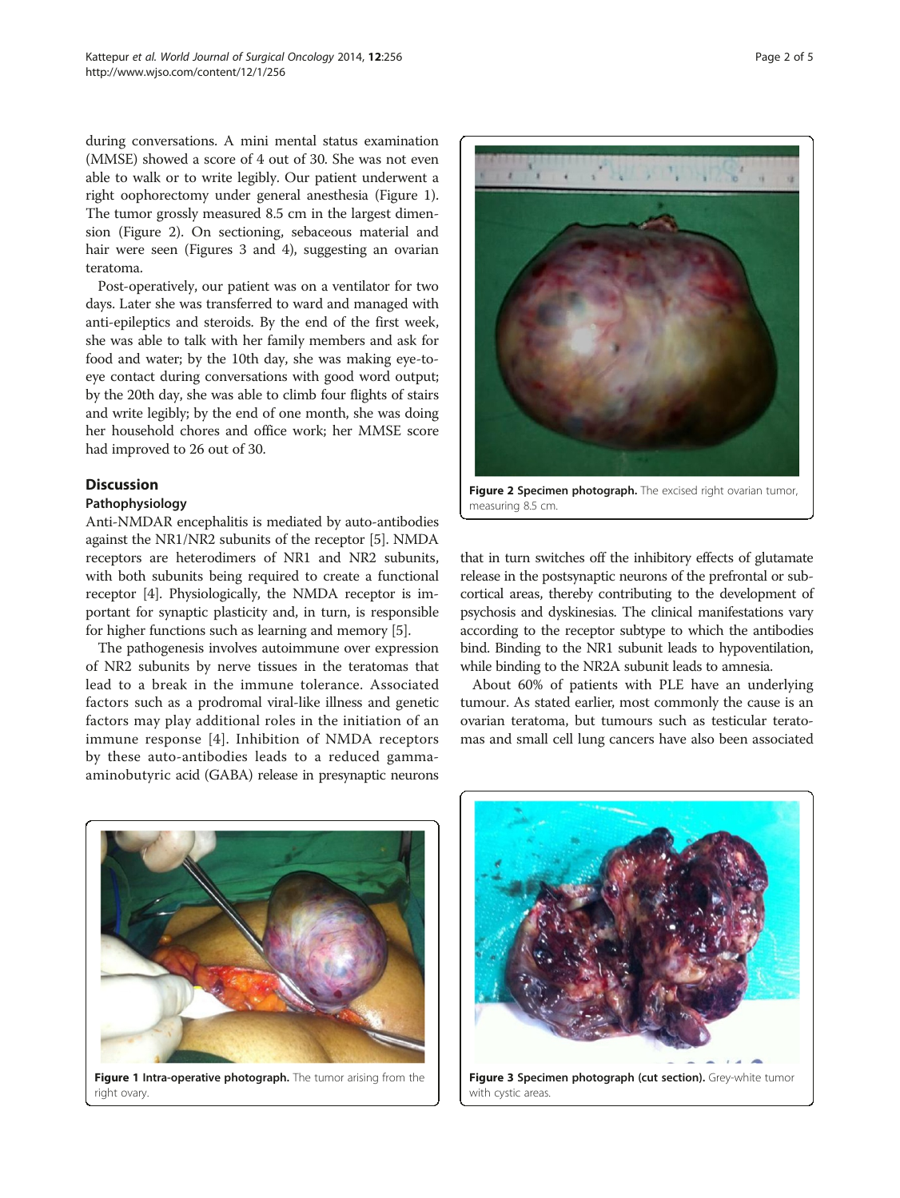during conversations. A mini mental status examination (MMSE) showed a score of 4 out of 30. She was not even able to walk or to write legibly. Our patient underwent a right oophorectomy under general anesthesia (Figure 1). The tumor grossly measured 8.5 cm in the largest dimension (Figure 2). On sectioning, sebaceous material and hair were seen (Figures 3 and 4), suggesting an ovarian teratoma.

Post-operatively, our patient was on a ventilator for two days. Later she was transferred to ward and managed with anti-epileptics and steroids. By the end of the first week, she was able to talk with her family members and ask for food and water; by the 10th day, she was making eye-to-eye contact during conversations with good word output; by the 20th day, she was able to climb four flights of stairs and write legibly; by the end of one month, she was doing her household chores and office work; her MMSE score had improved to 26 out of 30.

**Figure 2 Specimen photograph.** The excised right ovarian tumor, measuring 8.5 cm.

## Discussion

### Pathophysiology

Anti-NMDAR encephalitis is mediated by auto-antibodies against the NR1/NR2 subunits of the receptor [5]. NMDA receptors are heterodimers of NR1 and NR2 subunits, with both subunits being required to create a functional receptor [4]. Physiologically, the NMDA receptor is important for synaptic plasticity and, in turn, is responsible for higher functions such as learning and memory [5].

The pathogenesis involves autoimmune over expression of NR2 subunits by nerve tissues in the teratomas that lead to a break in the immune tolerance. Associated factors such as a prodromal viral-like illness and genetic factors may play additional roles in the initiation of an immune response [4]. Inhibition of NMDA receptors by these auto-antibodies leads to a reduced gamma-aminobutyric acid (GABA) release in presynaptic neurons that in turn switches off the inhibitory effects of glutamate release in the postsynaptic neurons of the prefrontal or subcortical areas, thereby contributing to the development of psychosis and dyskinesias. The clinical manifestations vary according to the receptor subtype to which the antibodies bind. Binding to the NR1 subunit leads to hypoventilation, while binding to the NR2A subunit leads to amnesia.

About 60% of patients with PLE have an underlying tumour. As stated earlier, most commonly the cause is an ovarian teratoma, but tumours such as testicular teratomas and small cell lung cancers have also been associated

**Figure 1 Intra-operative photograph.** The tumor arising from the right ovary.

**Figure 3 Specimen photograph (cut section).** Grey-white tumor with cystic areas.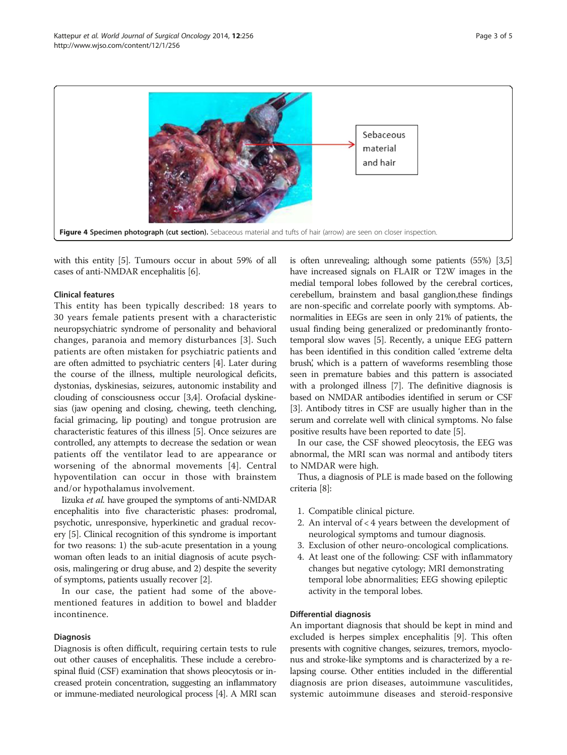Figure 4 Specimen photograph (cut section). Sebaceous material and tufts of hair (arrow) are seen on closer inspection.

with this entity [5]. Tumours occur in about 59% of all cases of anti-NMDAR encephalitis [6].

### Clinical features

This entity has been typically described: 18 years to 30 years female patients present with a characteristic neuropsychiatric syndrome of personality and behavioral changes, paranoia and memory disturbances [3]. Such patients are often mistaken for psychiatric patients and are often admitted to psychiatric centers [4]. Later during the course of the illness, multiple neurological deficits, dystonias, dyskinesias, seizures, autonomic instability and clouding of consciousness occur [3,4]. Orofacial dyskinesias (jaw opening and closing, chewing, teeth clenching, facial grimacing, lip pouting) and tongue protrusion are characteristic features of this illness [5]. Once seizures are controlled, any attempts to decrease the sedation or wean patients off the ventilator lead to are appearance or worsening of the abnormal movements [4]. Central hypoventilation can occur in those with brainstem and/or hypothalamus involvement.

Iizuka *et al.* have grouped the symptoms of anti-NMDAR encephalitis into five characteristic phases: prodromal, psychotic, unresponsive, hyperkinetic and gradual recovery [5]. Clinical recognition of this syndrome is important for two reasons: 1) the sub-acute presentation in a young woman often leads to an initial diagnosis of acute psychosis, malingering or drug abuse, and 2) despite the severity of symptoms, patients usually recover [2].

In our case, the patient had some of the above-mentioned features in addition to bowel and bladder incontinence.

### Diagnosis

Diagnosis is often difficult, requiring certain tests to rule out other causes of encephalitis. These include a cerebrospinal fluid (CSF) examination that shows pleocytosis or increased protein concentration, suggesting an inflammatory or immune-mediated neurological process [4]. A MRI scan is often unrevealing; although some patients (55%) [3,5] have increased signals on FLAIR or T2W images in the medial temporal lobes followed by the cerebral cortices, cerebellum, brainstem and basal ganglion,these findings are non-specific and correlate poorly with symptoms. Abnormalities in EEGs are seen in only 21% of patients, the usual finding being generalized or predominantly frontotemporal slow waves [5]. Recently, a unique EEG pattern has been identified in this condition called 'extreme delta brush', which is a pattern of waveforms resembling those seen in premature babies and this pattern is associated with a prolonged illness [7]. The definitive diagnosis is based on NMDAR antibodies identified in serum or CSF [3]. Antibody titres in CSF are usually higher than in the serum and correlate well with clinical symptoms. No false positive results have been reported to date [5].

In our case, the CSF showed pleocytosis, the EEG was abnormal, the MRI scan was normal and antibody titers to NMDAR were high.

Thus, a diagnosis of PLE is made based on the following criteria [8]:

1. Compatible clinical picture.
2. An interval of < 4 years between the development of neurological symptoms and tumour diagnosis.
3. Exclusion of other neuro-oncological complications.
4. At least one of the following: CSF with inflammatory changes but negative cytology; MRI demonstrating temporal lobe abnormalities; EEG showing epileptic activity in the temporal lobes.

### Differential diagnosis

An important diagnosis that should be kept in mind and excluded is herpes simplex encephalitis [9]. This often presents with cognitive changes, seizures, tremors, myoclonus and stroke-like symptoms and is characterized by a relapsing course. Other entities included in the differential diagnosis are prion diseases, autoimmune vasculitides, systemic autoimmune diseases and steroid-responsive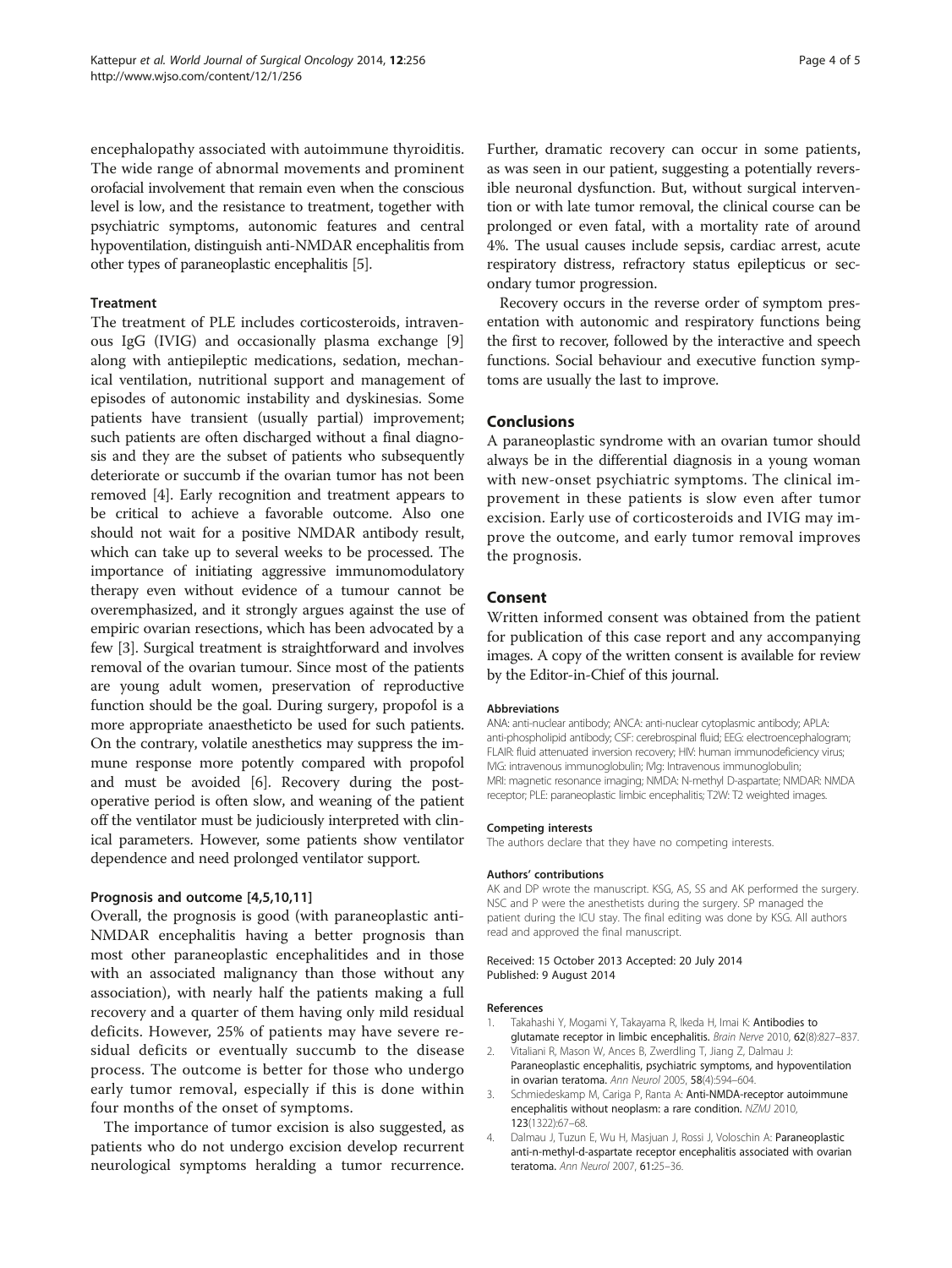encephalopathy associated with autoimmune thyroiditis. The wide range of abnormal movements and prominent orofacial involvement that remain even when the conscious level is low, and the resistance to treatment, together with psychiatric symptoms, autonomic features and central hypoventilation, distinguish anti-NMDAR encephalitis from other types of paraneoplastic encephalitis [5].

### Treatment

The treatment of PLE includes corticosteroids, intravenous IgG (IVIG) and occasionally plasma exchange [9] along with antiepileptic medications, sedation, mechanical ventilation, nutritional support and management of episodes of autonomic instability and dyskinesias. Some patients have transient (usually partial) improvement; such patients are often discharged without a final diagnosis and they are the subset of patients who subsequently deteriorate or succumb if the ovarian tumor has not been removed [4]. Early recognition and treatment appears to be critical to achieve a favorable outcome. Also one should not wait for a positive NMDAR antibody result, which can take up to several weeks to be processed. The importance of initiating aggressive immunomodulatory therapy even without evidence of a tumour cannot be overemphasized, and it strongly argues against the use of empiric ovarian resections, which has been advocated by a few [3]. Surgical treatment is straightforward and involves removal of the ovarian tumour. Since most of the patients are young adult women, preservation of reproductive function should be the goal. During surgery, propofol is a more appropriate anaestheticto be used for such patients. On the contrary, volatile anesthetics may suppress the immune response more potently compared with propofol and must be avoided [6]. Recovery during the postoperative period is often slow, and weaning of the patient off the ventilator must be judiciously interpreted with clinical parameters. However, some patients show ventilator dependence and need prolonged ventilator support.

### Prognosis and outcome [4,5,10,11]

Overall, the prognosis is good (with paraneoplastic anti-NMDAR encephalitis having a better prognosis than most other paraneoplastic encephalitides and in those with an associated malignancy than those without any association), with nearly half the patients making a full recovery and a quarter of them having only mild residual deficits. However, 25% of patients may have severe residual deficits or eventually succumb to the disease process. The outcome is better for those who undergo early tumor removal, especially if this is done within four months of the onset of symptoms.

The importance of tumor excision is also suggested, as patients who do not undergo excision develop recurrent neurological symptoms heralding a tumor recurrence. Further, dramatic recovery can occur in some patients, as was seen in our patient, suggesting a potentially reversible neuronal dysfunction. But, without surgical intervention or with late tumor removal, the clinical course can be prolonged or even fatal, with a mortality rate of around 4%. The usual causes include sepsis, cardiac arrest, acute respiratory distress, refractory status epilepticus or secondary tumor progression.

Recovery occurs in the reverse order of symptom presentation with autonomic and respiratory functions being the first to recover, followed by the interactive and speech functions. Social behaviour and executive function symptoms are usually the last to improve.

## Conclusions

A paraneoplastic syndrome with an ovarian tumor should always be in the differential diagnosis in a young woman with new-onset psychiatric symptoms. The clinical improvement in these patients is slow even after tumor excision. Early use of corticosteroids and IVIG may improve the outcome, and early tumor removal improves the prognosis.

## Consent

Written informed consent was obtained from the patient for publication of this case report and any accompanying images. A copy of the written consent is available for review by the Editor-in-Chief of this journal.

#### Abbreviations

ANA: anti-nuclear antibody; ANCA: anti-nuclear cytoplasmic antibody; APLA: anti-phospholipid antibody; CSF: cerebrospinal fluid; EEG: electroencephalogram; FLAIR: fluid attenuated inversion recovery; HIV: human immunodeficiency virus; IVIG: intravenous immunoglobulin; IVIg: Intravenous immunoglobulin; MRI: magnetic resonance imaging; NMDA: N-methyl D-aspartate; NMDAR: NMDA receptor; PLE: paraneoplastic limbic encephalitis; T2W: T2 weighted images.

#### Competing interests

The authors declare that they have no competing interests.

#### Authors' contributions

AK and DP wrote the manuscript. KSG, AS, SS and AK performed the surgery. NSC and P were the anesthetists during the surgery. SP managed the patient during the ICU stay. The final editing was done by KSG. All authors read and approved the final manuscript.

Received: 15 October 2013 Accepted: 20 July 2014
Published: 9 August 2014

#### References

1. Takahashi Y, Mogami Y, Takayama R, Ikeda H, Imai K: **Antibodies to glutamate receptor in limbic encephalitis.** *Brain Nerve* 2010, **62**(8):827–837.
2. Vitaliani R, Mason W, Ances B, Zwerdling T, Jiang Z, Dalmau J: **Paraneoplastic encephalitis, psychiatric symptoms, and hypoventilation in ovarian teratoma.** *Ann Neurol* 2005, **58**(4):594–604.
3. Schmiedeskamp M, Cariga P, Ranta A: **Anti-NMDA-receptor autoimmune encephalitis without neoplasm: a rare condition.** *NZMJ* 2010, **123**(1322):67–68.
4. Dalmau J, Tuzun E, Wu H, Masjuan J, Rossi J, Voloschin A: **Paraneoplastic anti-n-methyl-d-aspartate receptor encephalitis associated with ovarian teratoma.** *Ann Neurol* 2007, **61:**25–36.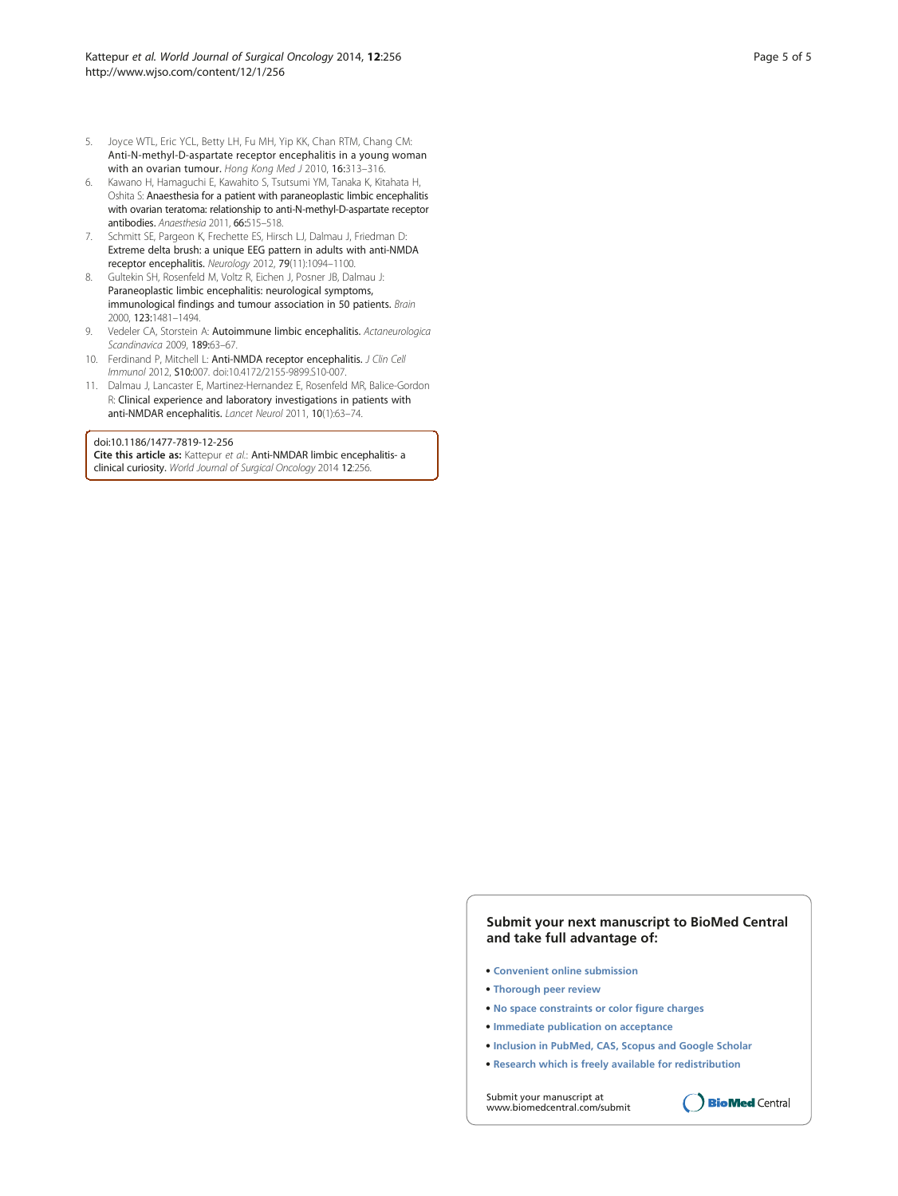5. Joyce WTL, Eric YCL, Betty LH, Fu MH, Yip KK, Chan RTM, Chang CM: **Anti-N-methyl-D-aspartate receptor encephalitis in a young woman with an ovarian tumour.** *Hong Kong Med J* 2010, **16:**313–316.
6. Kawano H, Hamaguchi E, Kawahito S, Tsutsumi YM, Tanaka K, Kitahata H, Oshita S: **Anaesthesia for a patient with paraneoplastic limbic encephalitis with ovarian teratoma: relationship to anti-N-methyl-D-aspartate receptor antibodies.** *Anaesthesia* 2011, **66:**515–518.
7. Schmitt SE, Pargeon K, Frechette ES, Hirsch LJ, Dalmau J, Friedman D: **Extreme delta brush: a unique EEG pattern in adults with anti-NMDA receptor encephalitis.** *Neurology* 2012, **79**(11):1094–1100.
8. Gultekin SH, Rosenfeld M, Voltz R, Eichen J, Posner JB, Dalmau J: **Paraneoplastic limbic encephalitis: neurological symptoms, immunological findings and tumour association in 50 patients.** *Brain* 2000, **123:**1481–1494.
9. Vedeler CA, Storstein A: **Autoimmune limbic encephalitis.** *Actaneurologica Scandinavica* 2009, **189:**63–67.
10. Ferdinand P, Mitchell L: **Anti-NMDA receptor encephalitis.** *J Clin Cell Immunol* 2012, **S10:**007. doi:10.4172/2155-9899.S10-007.
11. Dalmau J, Lancaster E, Martinez-Hernandez E, Rosenfeld MR, Balice-Gordon R: **Clinical experience and laboratory investigations in patients with anti-NMDAR encephalitis.** *Lancet Neurol* 2011, **10**(1):63–74.

doi:10.1186/1477-7819-12-256
**Cite this article as:** Kattepur *et al.*: Anti-NMDAR limbic encephalitis- a clinical curiosity. *World Journal of Surgical Oncology* 2014 **12**:256.

**Submit your next manuscript to BioMed Central and take full advantage of:**

- **Convenient online submission**
- **Thorough peer review**
- **No space constraints or color figure charges**
- **Immediate publication on acceptance**
- **Inclusion in PubMed, CAS, Scopus and Google Scholar**
- **Research which is freely available for redistribution**

Submit your manuscript at
www.biomedcentral.com/submit

BioMed Central